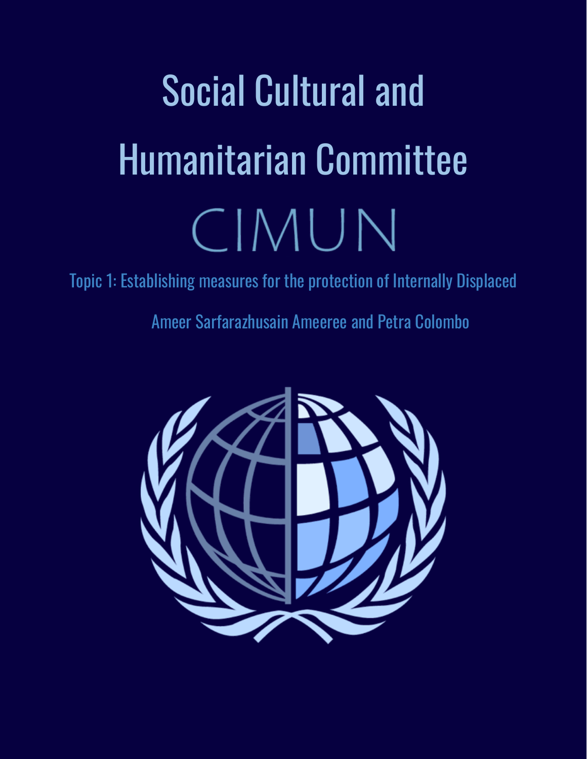# Social Cultural and Humanitarian Committee

## CIMUN

Topic 1: Establishing measures for the protection of Internally Displaced

Ameer Sarfarazhusain Ameeree and Petra Colombo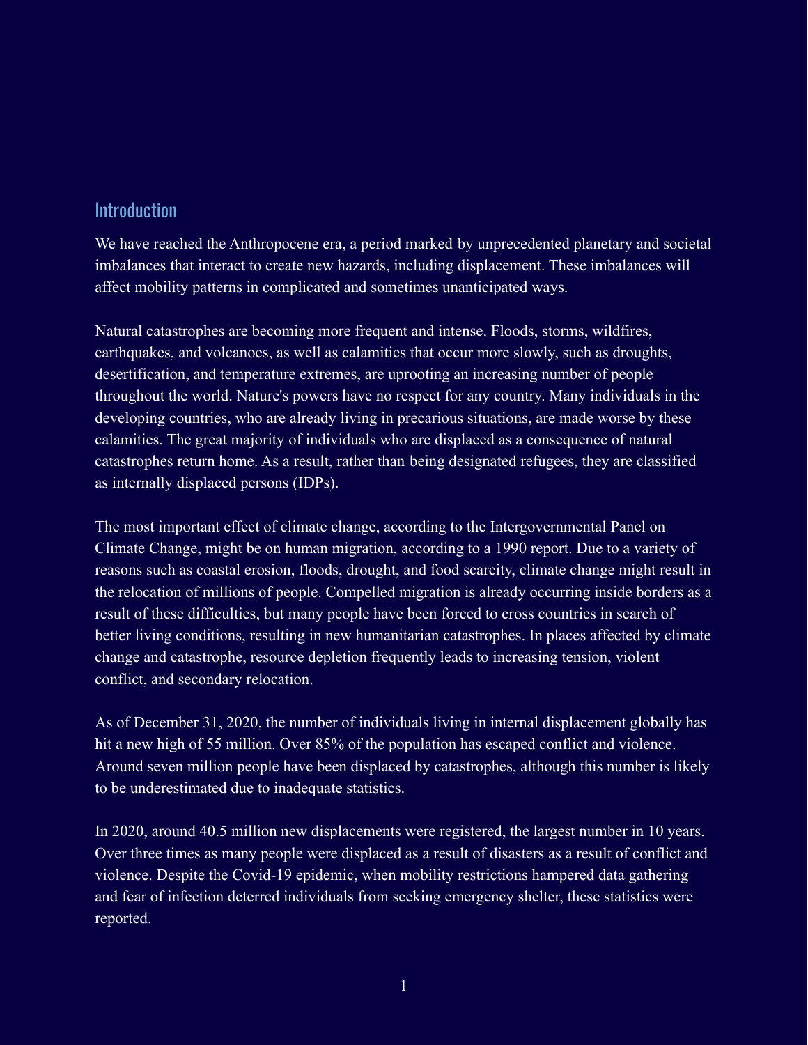## Introduction

We have reached the Anthropocene era, a period marked by unprecedented planetary and societal imbalances that interact to create new hazards, including displacement. These imbalances will affect mobility patterns in complicated and sometimes unanticipated ways.

Natural catastrophes are becoming more frequent and intense. Floods, storms, wildfires, earthquakes, and volcanoes, as well as calamities that occur more slowly, such as droughts, desertification, and temperature extremes, are uprooting an increasing number of people throughout the world. Nature's powers have no respect for any country. Many individuals in the developing countries, who are already living in precarious situations, are made worse by these calamities. The great majority of individuals who are displaced as a consequence of natural catastrophes return home. As a result, rather than being designated refugees, they are classified as internally displaced persons (IDPs).

The most important effect of climate change, according to the Intergovernmental Panel on Climate Change, might be on human migration, according to a 1990 report. Due to a variety of reasons such as coastal erosion, floods, drought, and food scarcity, climate change might result in the relocation of millions of people. Compelled migration is already occurring inside borders as a result of these difficulties, but many people have been forced to cross countries in search of better living conditions, resulting in new humanitarian catastrophes. In places affected by climate change and catastrophe, resource depletion frequently leads to increasing tension, violent conflict, and secondary relocation.

As of December 31, 2020, the number of individuals living in internal displacement globally has hit a new high of 55 million. Over 85% of the population has escaped conflict and violence. Around seven million people have been displaced by catastrophes, although this number is likely to be underestimated due to inadequate statistics.

In 2020, around 40.5 million new displacements were registered, the largest number in 10 years. Over three times as many people were displaced as a result of disasters as a result of conflict and violence. Despite the Covid-19 epidemic, when mobility restrictions hampered data gathering and fear of infection deterred individuals from seeking emergency shelter, these statistics were reported.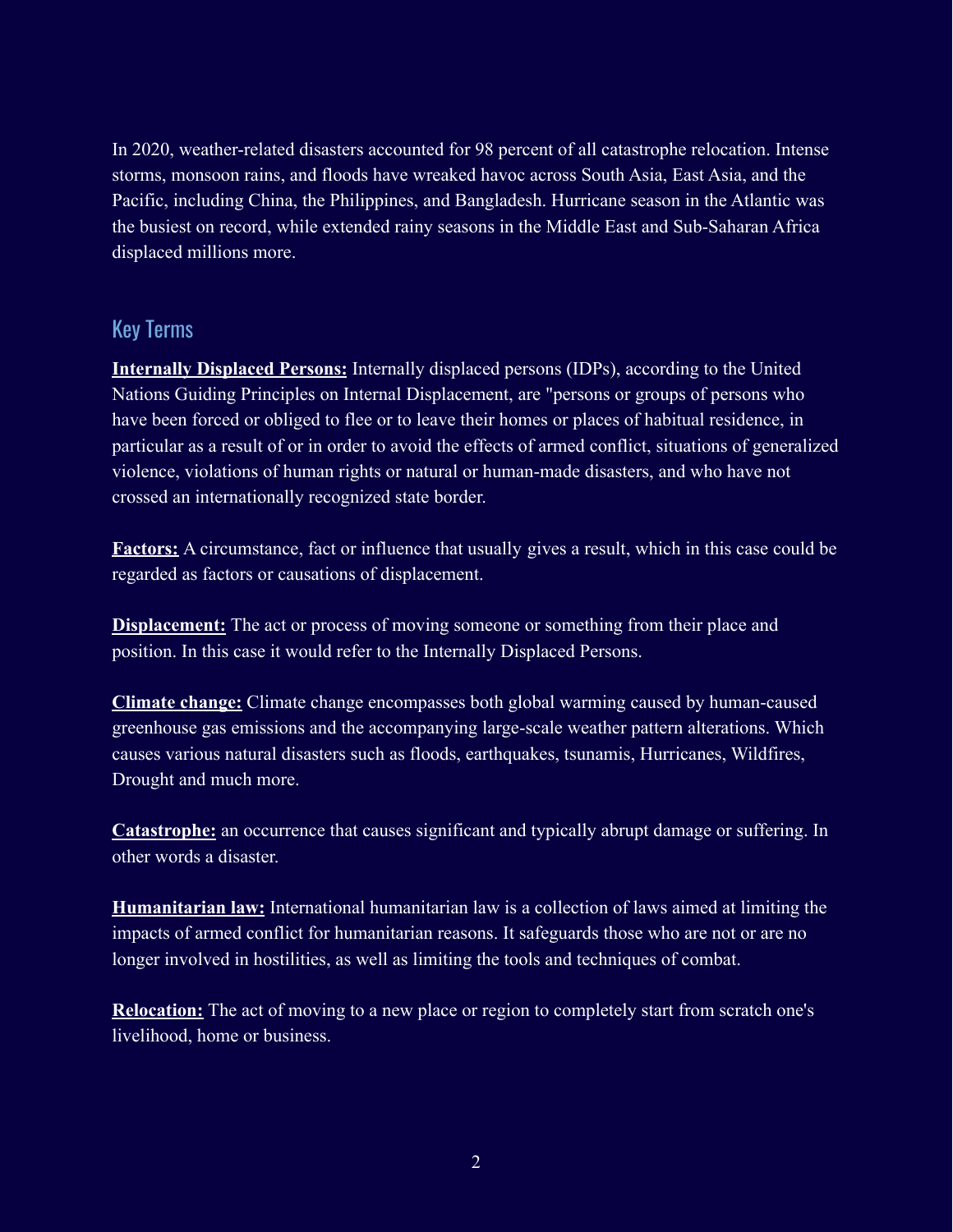In 2020, weather-related disasters accounted for 98 percent of all catastrophe relocation. Intense storms, monsoon rains, and floods have wreaked havoc across South Asia, East Asia, and the Pacific, including China, the Philippines, and Bangladesh. Hurricane season in the Atlantic was the busiest on record, while extended rainy seasons in the Middle East and Sub-Saharan Africa displaced millions more.

## Key Terms

**Internally Displaced Persons:** Internally displaced persons (IDPs), according to the United Nations Guiding Principles on Internal Displacement, are "persons or groups of persons who have been forced or obliged to flee or to leave their homes or places of habitual residence, in particular as a result of or in order to avoid the effects of armed conflict, situations of generalized violence, violations of human rights or natural or human-made disasters, and who have not crossed an internationally recognized state border.

**Factors:** A circumstance, fact or influence that usually gives a result, which in this case could be regarded as factors or causations of displacement.

**Displacement:** The act or process of moving someone or something from their place and position. In this case it would refer to the Internally Displaced Persons.

**Climate change:** Climate change encompasses both global warming caused by human-caused greenhouse gas emissions and the accompanying large-scale weather pattern alterations. Which causes various natural disasters such as floods, earthquakes, tsunamis, Hurricanes, Wildfires, Drought and much more.

**Catastrophe:** an occurrence that causes significant and typically abrupt damage or suffering. In other words a disaster.

**Humanitarian law:** International humanitarian law is a collection of laws aimed at limiting the impacts of armed conflict for humanitarian reasons. It safeguards those who are not or are no longer involved in hostilities, as well as limiting the tools and techniques of combat.

**Relocation:** The act of moving to a new place or region to completely start from scratch one's livelihood, home or business.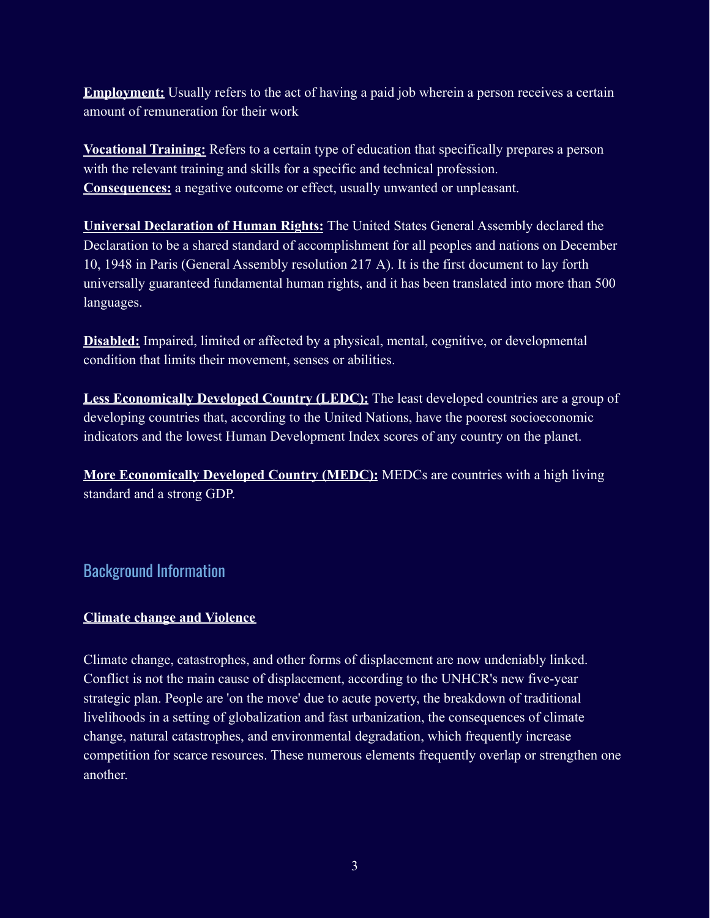**Employment:** Usually refers to the act of having a paid job wherein a person receives a certain amount of remuneration for their work

**Vocational Training:** Refers to a certain type of education that specifically prepares a person with the relevant training and skills for a specific and technical profession.
**Consequences:** a negative outcome or effect, usually unwanted or unpleasant.

**Universal Declaration of Human Rights:** The United States General Assembly declared the Declaration to be a shared standard of accomplishment for all peoples and nations on December 10, 1948 in Paris (General Assembly resolution 217 A). It is the first document to lay forth universally guaranteed fundamental human rights, and it has been translated into more than 500 languages.

**Disabled:** Impaired, limited or affected by a physical, mental, cognitive, or developmental condition that limits their movement, senses or abilities.

**Less Economically Developed Country (LEDC):** The least developed countries are a group of developing countries that, according to the United Nations, have the poorest socioeconomic indicators and the lowest Human Development Index scores of any country on the planet.

**More Economically Developed Country (MEDC):** MEDCs are countries with a high living standard and a strong GDP.

## Background Information

**Climate change and Violence**

Climate change, catastrophes, and other forms of displacement are now undeniably linked. Conflict is not the main cause of displacement, according to the UNHCR's new five-year strategic plan. People are 'on the move' due to acute poverty, the breakdown of traditional livelihoods in a setting of globalization and fast urbanization, the consequences of climate change, natural catastrophes, and environmental degradation, which frequently increase competition for scarce resources. These numerous elements frequently overlap or strengthen one another.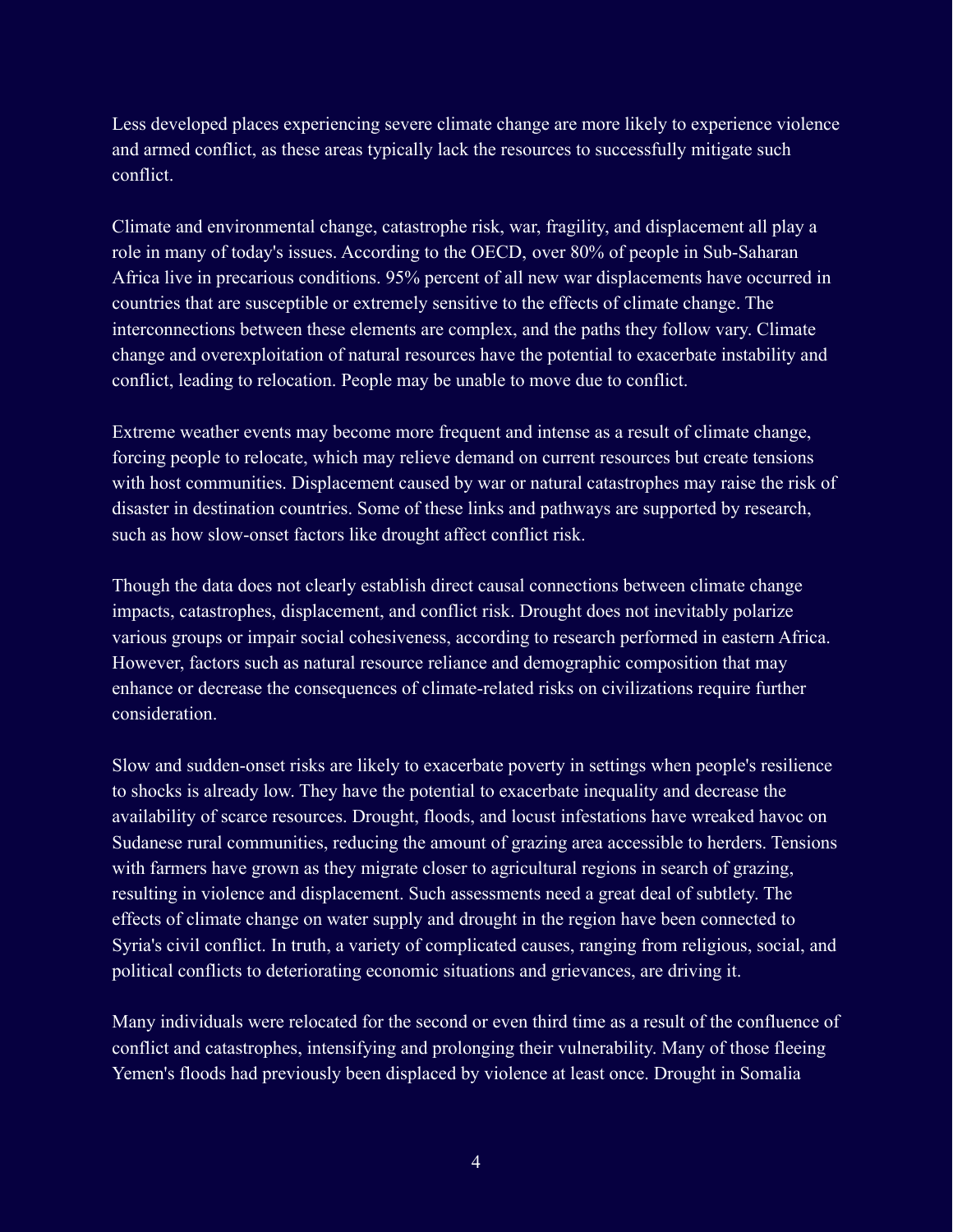Less developed places experiencing severe climate change are more likely to experience violence and armed conflict, as these areas typically lack the resources to successfully mitigate such conflict.

Climate and environmental change, catastrophe risk, war, fragility, and displacement all play a role in many of today's issues. According to the OECD, over 80% of people in Sub-Saharan Africa live in precarious conditions. 95% percent of all new war displacements have occurred in countries that are susceptible or extremely sensitive to the effects of climate change. The interconnections between these elements are complex, and the paths they follow vary. Climate change and overexploitation of natural resources have the potential to exacerbate instability and conflict, leading to relocation. People may be unable to move due to conflict.

Extreme weather events may become more frequent and intense as a result of climate change, forcing people to relocate, which may relieve demand on current resources but create tensions with host communities. Displacement caused by war or natural catastrophes may raise the risk of disaster in destination countries. Some of these links and pathways are supported by research, such as how slow-onset factors like drought affect conflict risk.

Though the data does not clearly establish direct causal connections between climate change impacts, catastrophes, displacement, and conflict risk. Drought does not inevitably polarize various groups or impair social cohesiveness, according to research performed in eastern Africa. However, factors such as natural resource reliance and demographic composition that may enhance or decrease the consequences of climate-related risks on civilizations require further consideration.

Slow and sudden-onset risks are likely to exacerbate poverty in settings when people's resilience to shocks is already low. They have the potential to exacerbate inequality and decrease the availability of scarce resources. Drought, floods, and locust infestations have wreaked havoc on Sudanese rural communities, reducing the amount of grazing area accessible to herders. Tensions with farmers have grown as they migrate closer to agricultural regions in search of grazing, resulting in violence and displacement. Such assessments need a great deal of subtlety. The effects of climate change on water supply and drought in the region have been connected to Syria's civil conflict. In truth, a variety of complicated causes, ranging from religious, social, and political conflicts to deteriorating economic situations and grievances, are driving it.

Many individuals were relocated for the second or even third time as a result of the confluence of conflict and catastrophes, intensifying and prolonging their vulnerability. Many of those fleeing Yemen's floods had previously been displaced by violence at least once. Drought in Somalia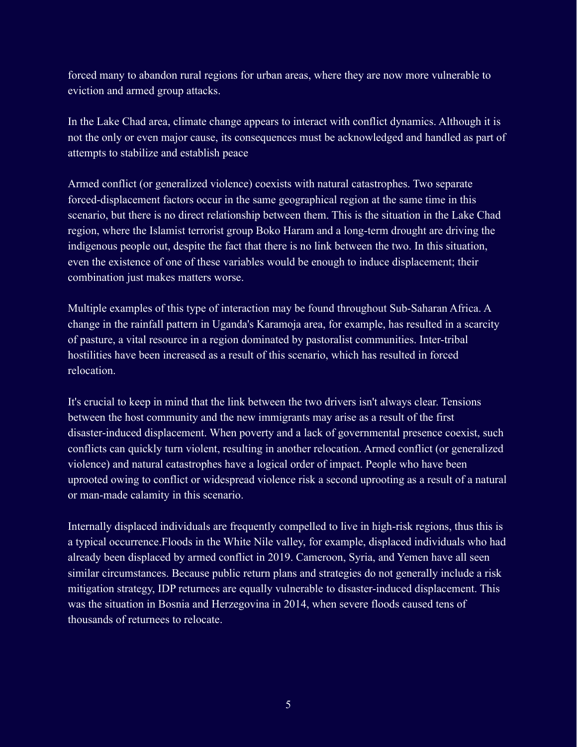forced many to abandon rural regions for urban areas, where they are now more vulnerable to eviction and armed group attacks.

In the Lake Chad area, climate change appears to interact with conflict dynamics. Although it is not the only or even major cause, its consequences must be acknowledged and handled as part of attempts to stabilize and establish peace

Armed conflict (or generalized violence) coexists with natural catastrophes. Two separate forced-displacement factors occur in the same geographical region at the same time in this scenario, but there is no direct relationship between them. This is the situation in the Lake Chad region, where the Islamist terrorist group Boko Haram and a long-term drought are driving the indigenous people out, despite the fact that there is no link between the two. In this situation, even the existence of one of these variables would be enough to induce displacement; their combination just makes matters worse.

Multiple examples of this type of interaction may be found throughout Sub-Saharan Africa. A change in the rainfall pattern in Uganda's Karamoja area, for example, has resulted in a scarcity of pasture, a vital resource in a region dominated by pastoralist communities. Inter-tribal hostilities have been increased as a result of this scenario, which has resulted in forced relocation.

It's crucial to keep in mind that the link between the two drivers isn't always clear. Tensions between the host community and the new immigrants may arise as a result of the first disaster-induced displacement. When poverty and a lack of governmental presence coexist, such conflicts can quickly turn violent, resulting in another relocation. Armed conflict (or generalized violence) and natural catastrophes have a logical order of impact. People who have been uprooted owing to conflict or widespread violence risk a second uprooting as a result of a natural or man-made calamity in this scenario.

Internally displaced individuals are frequently compelled to live in high-risk regions, thus this is a typical occurrence.Floods in the White Nile valley, for example, displaced individuals who had already been displaced by armed conflict in 2019. Cameroon, Syria, and Yemen have all seen similar circumstances. Because public return plans and strategies do not generally include a risk mitigation strategy, IDP returnees are equally vulnerable to disaster-induced displacement. This was the situation in Bosnia and Herzegovina in 2014, when severe floods caused tens of thousands of returnees to relocate.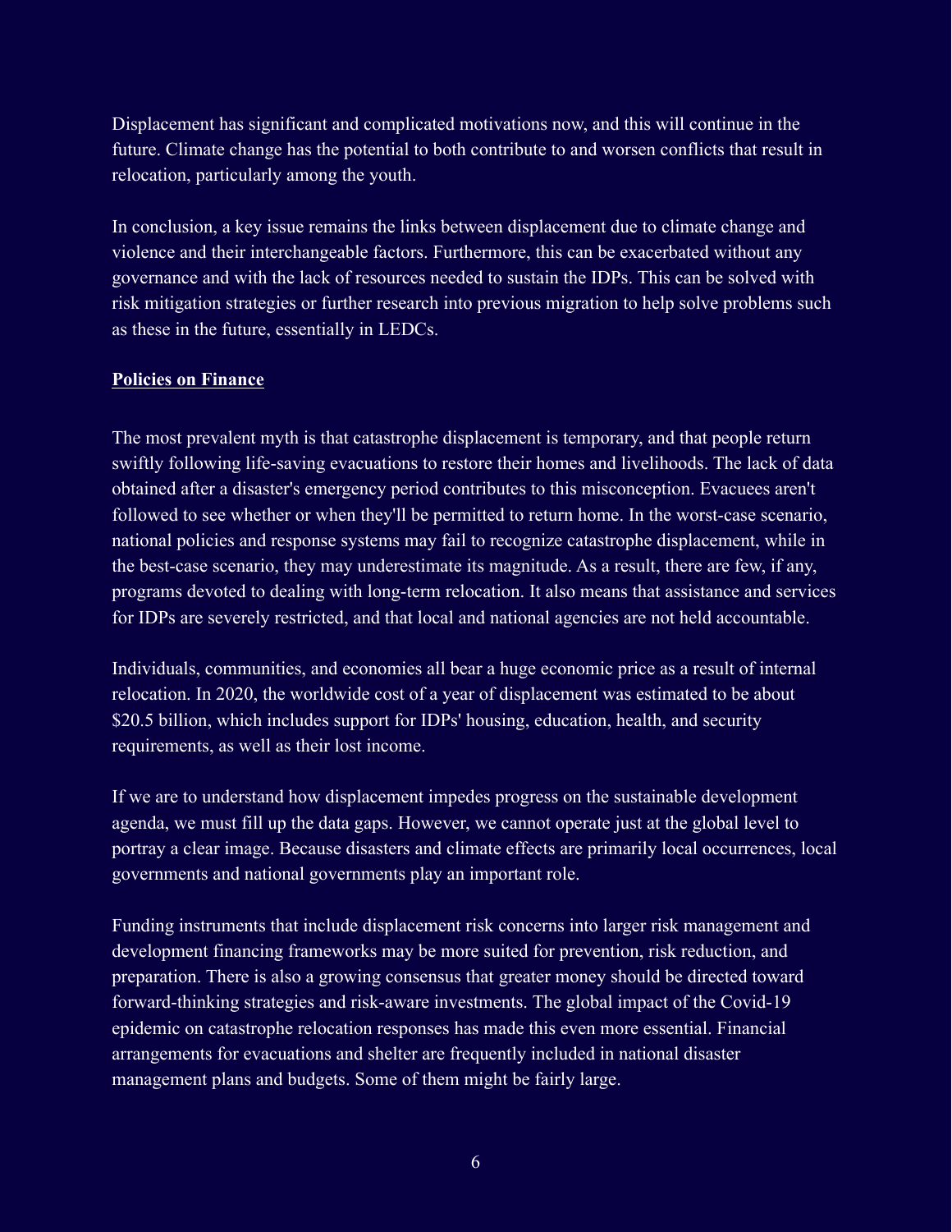Displacement has significant and complicated motivations now, and this will continue in the future. Climate change has the potential to both contribute to and worsen conflicts that result in relocation, particularly among the youth.

In conclusion, a key issue remains the links between displacement due to climate change and violence and their interchangeable factors. Furthermore, this can be exacerbated without any governance and with the lack of resources needed to sustain the IDPs. This can be solved with risk mitigation strategies or further research into previous migration to help solve problems such as these in the future, essentially in LEDCs.

**Policies on Finance**

The most prevalent myth is that catastrophe displacement is temporary, and that people return swiftly following life-saving evacuations to restore their homes and livelihoods. The lack of data obtained after a disaster's emergency period contributes to this misconception. Evacuees aren't followed to see whether or when they'll be permitted to return home. In the worst-case scenario, national policies and response systems may fail to recognize catastrophe displacement, while in the best-case scenario, they may underestimate its magnitude. As a result, there are few, if any, programs devoted to dealing with long-term relocation. It also means that assistance and services for IDPs are severely restricted, and that local and national agencies are not held accountable.

Individuals, communities, and economies all bear a huge economic price as a result of internal relocation. In 2020, the worldwide cost of a year of displacement was estimated to be about $20.5 billion, which includes support for IDPs' housing, education, health, and security requirements, as well as their lost income.

If we are to understand how displacement impedes progress on the sustainable development agenda, we must fill up the data gaps. However, we cannot operate just at the global level to portray a clear image. Because disasters and climate effects are primarily local occurrences, local governments and national governments play an important role.

Funding instruments that include displacement risk concerns into larger risk management and development financing frameworks may be more suited for prevention, risk reduction, and preparation. There is also a growing consensus that greater money should be directed toward forward-thinking strategies and risk-aware investments. The global impact of the Covid-19 epidemic on catastrophe relocation responses has made this even more essential. Financial arrangements for evacuations and shelter are frequently included in national disaster management plans and budgets. Some of them might be fairly large.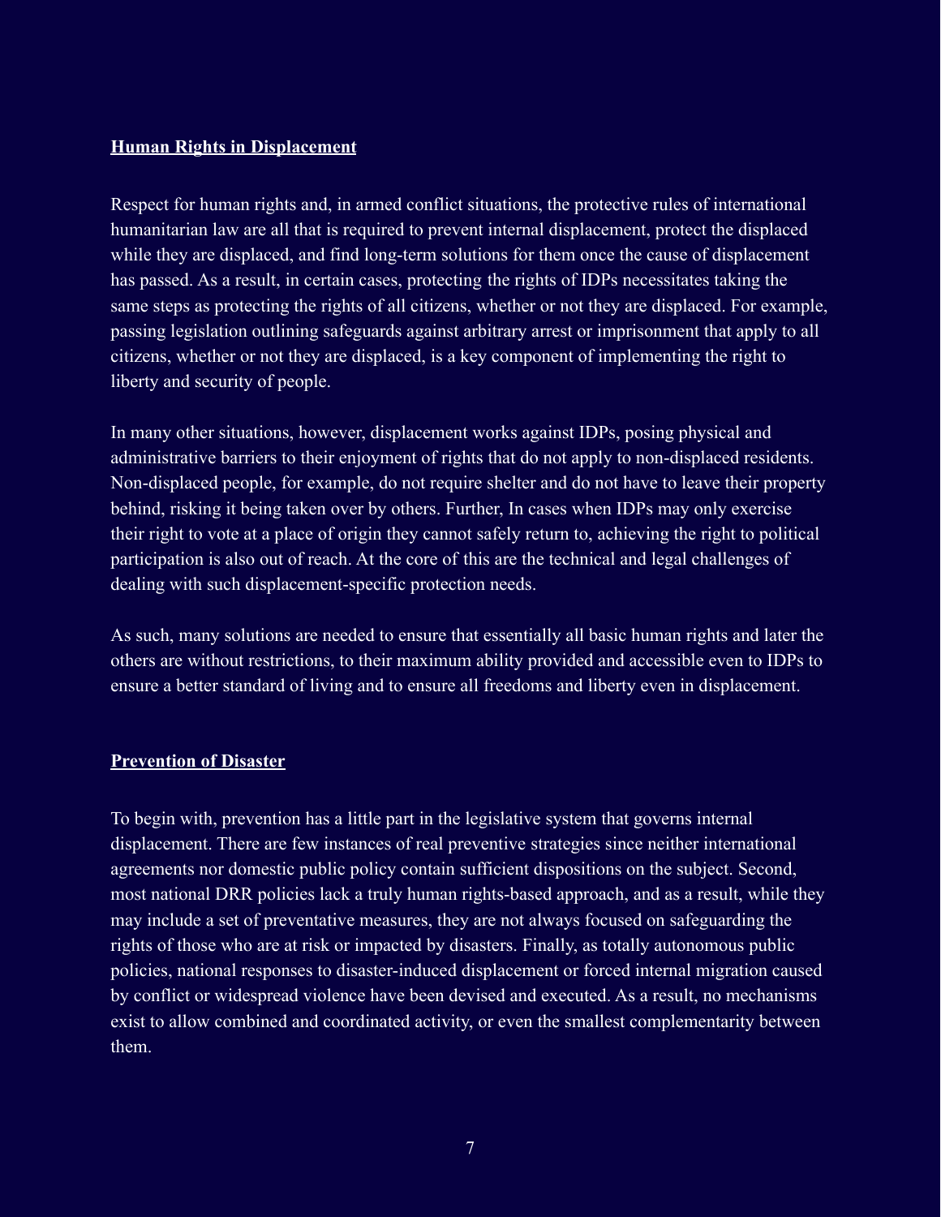**<u>Human Rights in Displacement</u>**

Respect for human rights and, in armed conflict situations, the protective rules of international humanitarian law are all that is required to prevent internal displacement, protect the displaced while they are displaced, and find long-term solutions for them once the cause of displacement has passed. As a result, in certain cases, protecting the rights of IDPs necessitates taking the same steps as protecting the rights of all citizens, whether or not they are displaced. For example, passing legislation outlining safeguards against arbitrary arrest or imprisonment that apply to all citizens, whether or not they are displaced, is a key component of implementing the right to liberty and security of people.

In many other situations, however, displacement works against IDPs, posing physical and administrative barriers to their enjoyment of rights that do not apply to non-displaced residents. Non-displaced people, for example, do not require shelter and do not have to leave their property behind, risking it being taken over by others. Further, In cases when IDPs may only exercise their right to vote at a place of origin they cannot safely return to, achieving the right to political participation is also out of reach. At the core of this are the technical and legal challenges of dealing with such displacement-specific protection needs.

As such, many solutions are needed to ensure that essentially all basic human rights and later the others are without restrictions, to their maximum ability provided and accessible even to IDPs to ensure a better standard of living and to ensure all freedoms and liberty even in displacement.

**<u>Prevention of Disaster</u>**

To begin with, prevention has a little part in the legislative system that governs internal displacement. There are few instances of real preventive strategies since neither international agreements nor domestic public policy contain sufficient dispositions on the subject. Second, most national DRR policies lack a truly human rights-based approach, and as a result, while they may include a set of preventative measures, they are not always focused on safeguarding the rights of those who are at risk or impacted by disasters. Finally, as totally autonomous public policies, national responses to disaster-induced displacement or forced internal migration caused by conflict or widespread violence have been devised and executed. As a result, no mechanisms exist to allow combined and coordinated activity, or even the smallest complementarity between them.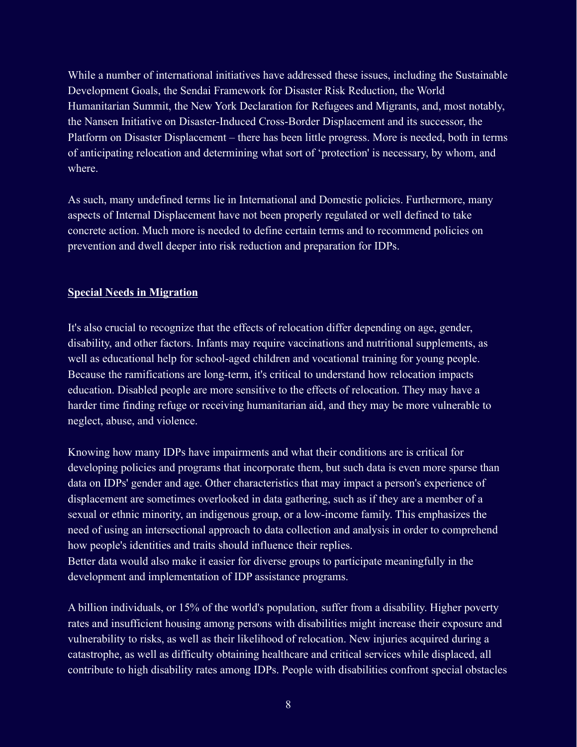While a number of international initiatives have addressed these issues, including the Sustainable Development Goals, the Sendai Framework for Disaster Risk Reduction, the World Humanitarian Summit, the New York Declaration for Refugees and Migrants, and, most notably, the Nansen Initiative on Disaster-Induced Cross-Border Displacement and its successor, the Platform on Disaster Displacement – there has been little progress. More is needed, both in terms of anticipating relocation and determining what sort of 'protection' is necessary, by whom, and where.

As such, many undefined terms lie in International and Domestic policies. Furthermore, many aspects of Internal Displacement have not been properly regulated or well defined to take concrete action. Much more is needed to define certain terms and to recommend policies on prevention and dwell deeper into risk reduction and preparation for IDPs.

**Special Needs in Migration**

It's also crucial to recognize that the effects of relocation differ depending on age, gender, disability, and other factors. Infants may require vaccinations and nutritional supplements, as well as educational help for school-aged children and vocational training for young people. Because the ramifications are long-term, it's critical to understand how relocation impacts education. Disabled people are more sensitive to the effects of relocation. They may have a harder time finding refuge or receiving humanitarian aid, and they may be more vulnerable to neglect, abuse, and violence.

Knowing how many IDPs have impairments and what their conditions are is critical for developing policies and programs that incorporate them, but such data is even more sparse than data on IDPs' gender and age. Other characteristics that may impact a person's experience of displacement are sometimes overlooked in data gathering, such as if they are a member of a sexual or ethnic minority, an indigenous group, or a low-income family. This emphasizes the need of using an intersectional approach to data collection and analysis in order to comprehend how people's identities and traits should influence their replies.
Better data would also make it easier for diverse groups to participate meaningfully in the development and implementation of IDP assistance programs.

A billion individuals, or 15% of the world's population, suffer from a disability. Higher poverty rates and insufficient housing among persons with disabilities might increase their exposure and vulnerability to risks, as well as their likelihood of relocation. New injuries acquired during a catastrophe, as well as difficulty obtaining healthcare and critical services while displaced, all contribute to high disability rates among IDPs. People with disabilities confront special obstacles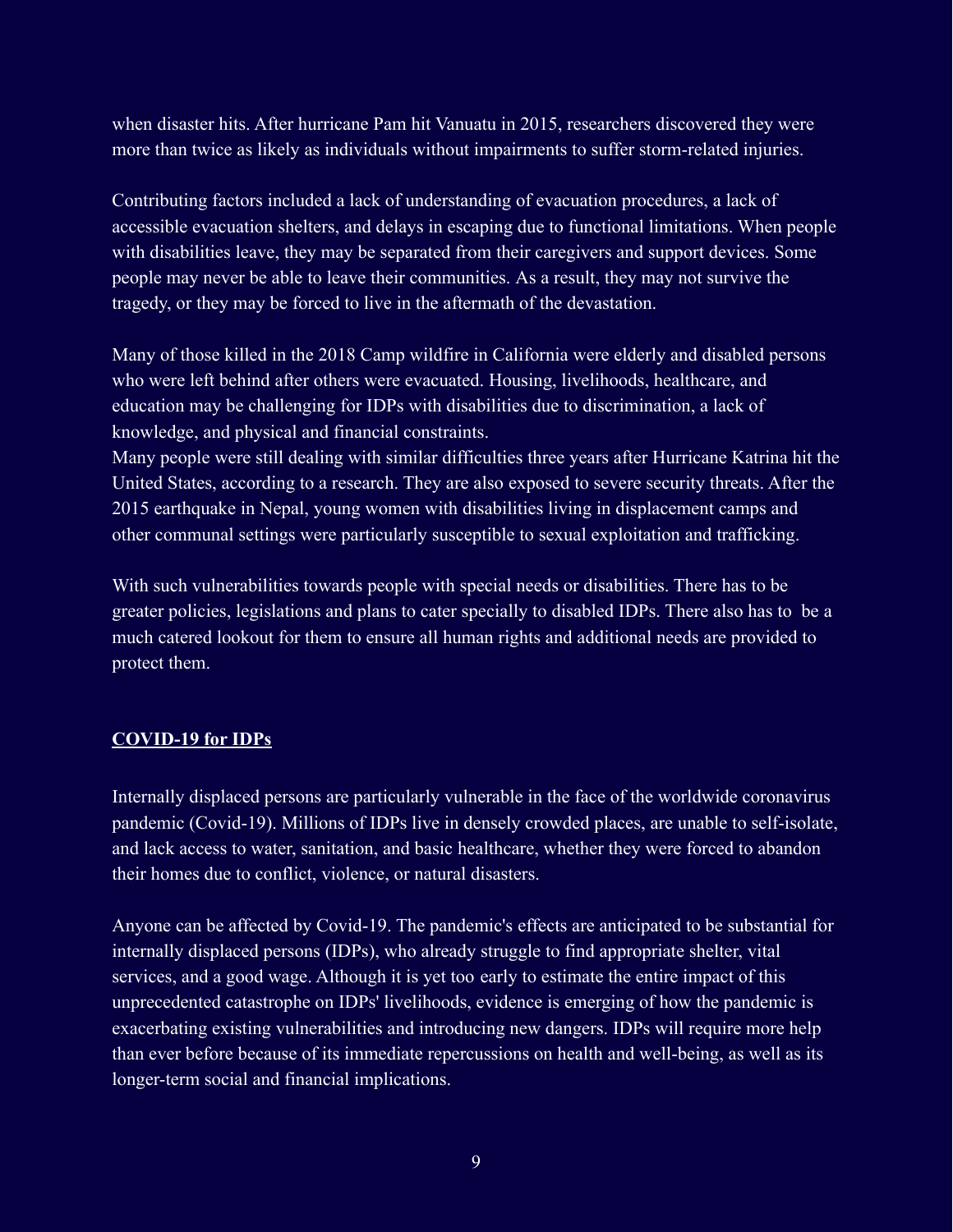when disaster hits. After hurricane Pam hit Vanuatu in 2015, researchers discovered they were more than twice as likely as individuals without impairments to suffer storm-related injuries.

Contributing factors included a lack of understanding of evacuation procedures, a lack of accessible evacuation shelters, and delays in escaping due to functional limitations. When people with disabilities leave, they may be separated from their caregivers and support devices. Some people may never be able to leave their communities. As a result, they may not survive the tragedy, or they may be forced to live in the aftermath of the devastation.

Many of those killed in the 2018 Camp wildfire in California were elderly and disabled persons who were left behind after others were evacuated. Housing, livelihoods, healthcare, and education may be challenging for IDPs with disabilities due to discrimination, a lack of knowledge, and physical and financial constraints.
Many people were still dealing with similar difficulties three years after Hurricane Katrina hit the United States, according to a research. They are also exposed to severe security threats. After the 2015 earthquake in Nepal, young women with disabilities living in displacement camps and other communal settings were particularly susceptible to sexual exploitation and trafficking.

With such vulnerabilities towards people with special needs or disabilities. There has to be greater policies, legislations and plans to cater specially to disabled IDPs. There also has to be a much catered lookout for them to ensure all human rights and additional needs are provided to protect them.

## **COVID-19 for IDPs**

Internally displaced persons are particularly vulnerable in the face of the worldwide coronavirus pandemic (Covid-19). Millions of IDPs live in densely crowded places, are unable to self-isolate, and lack access to water, sanitation, and basic healthcare, whether they were forced to abandon their homes due to conflict, violence, or natural disasters.

Anyone can be affected by Covid-19. The pandemic's effects are anticipated to be substantial for internally displaced persons (IDPs), who already struggle to find appropriate shelter, vital services, and a good wage. Although it is yet too early to estimate the entire impact of this unprecedented catastrophe on IDPs' livelihoods, evidence is emerging of how the pandemic is exacerbating existing vulnerabilities and introducing new dangers. IDPs will require more help than ever before because of its immediate repercussions on health and well-being, as well as its longer-term social and financial implications.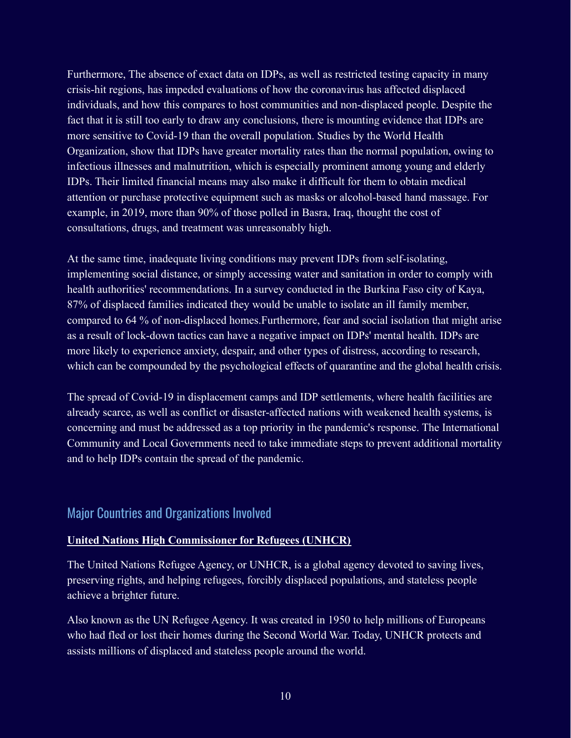Furthermore, The absence of exact data on IDPs, as well as restricted testing capacity in many crisis-hit regions, has impeded evaluations of how the coronavirus has affected displaced individuals, and how this compares to host communities and non-displaced people. Despite the fact that it is still too early to draw any conclusions, there is mounting evidence that IDPs are more sensitive to Covid-19 than the overall population. Studies by the World Health Organization, show that IDPs have greater mortality rates than the normal population, owing to infectious illnesses and malnutrition, which is especially prominent among young and elderly IDPs. Their limited financial means may also make it difficult for them to obtain medical attention or purchase protective equipment such as masks or alcohol-based hand massage. For example, in 2019, more than 90% of those polled in Basra, Iraq, thought the cost of consultations, drugs, and treatment was unreasonably high.

At the same time, inadequate living conditions may prevent IDPs from self-isolating, implementing social distance, or simply accessing water and sanitation in order to comply with health authorities' recommendations. In a survey conducted in the Burkina Faso city of Kaya, 87% of displaced families indicated they would be unable to isolate an ill family member, compared to 64 % of non-displaced homes.Furthermore, fear and social isolation that might arise as a result of lock-down tactics can have a negative impact on IDPs' mental health. IDPs are more likely to experience anxiety, despair, and other types of distress, according to research, which can be compounded by the psychological effects of quarantine and the global health crisis.

The spread of Covid-19 in displacement camps and IDP settlements, where health facilities are already scarce, as well as conflict or disaster-affected nations with weakened health systems, is concerning and must be addressed as a top priority in the pandemic's response. The International Community and Local Governments need to take immediate steps to prevent additional mortality and to help IDPs contain the spread of the pandemic.

## Major Countries and Organizations Involved

**United Nations High Commissioner for Refugees (UNHCR)**

The United Nations Refugee Agency, or UNHCR, is a global agency devoted to saving lives, preserving rights, and helping refugees, forcibly displaced populations, and stateless people achieve a brighter future.

Also known as the UN Refugee Agency. It was created in 1950 to help millions of Europeans who had fled or lost their homes during the Second World War. Today, UNHCR protects and assists millions of displaced and stateless people around the world.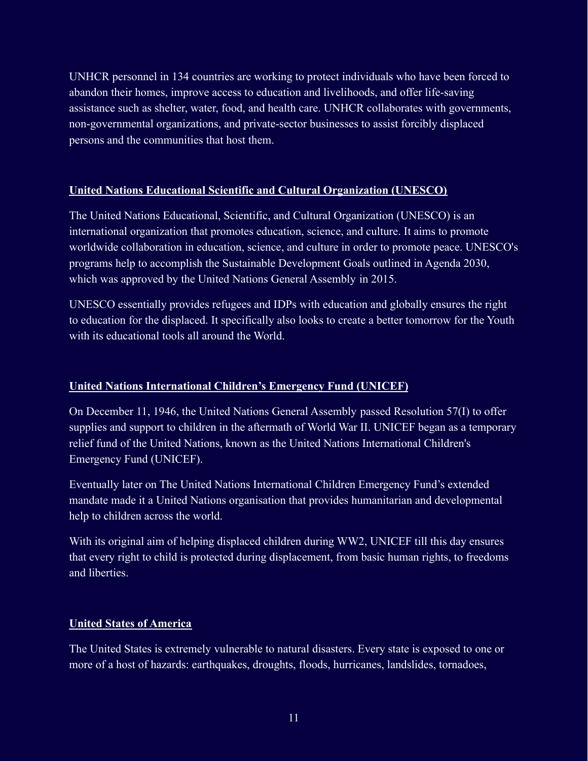UNHCR personnel in 134 countries are working to protect individuals who have been forced to abandon their homes, improve access to education and livelihoods, and offer life-saving assistance such as shelter, water, food, and health care. UNHCR collaborates with governments, non-governmental organizations, and private-sector businesses to assist forcibly displaced persons and the communities that host them.

## United Nations Educational Scientific and Cultural Organization (UNESCO)

The United Nations Educational, Scientific, and Cultural Organization (UNESCO) is an international organization that promotes education, science, and culture. It aims to promote worldwide collaboration in education, science, and culture in order to promote peace. UNESCO's programs help to accomplish the Sustainable Development Goals outlined in Agenda 2030, which was approved by the United Nations General Assembly in 2015.

UNESCO essentially provides refugees and IDPs with education and globally ensures the right to education for the displaced. It specifically also looks to create a better tomorrow for the Youth with its educational tools all around the World.

## United Nations International Children's Emergency Fund (UNICEF)

On December 11, 1946, the United Nations General Assembly passed Resolution 57(I) to offer supplies and support to children in the aftermath of World War II. UNICEF began as a temporary relief fund of the United Nations, known as the United Nations International Children's Emergency Fund (UNICEF).

Eventually later on The United Nations International Children Emergency Fund's extended mandate made it a United Nations organisation that provides humanitarian and developmental help to children across the world.

With its original aim of helping displaced children during WW2, UNICEF till this day ensures that every right to child is protected during displacement, from basic human rights, to freedoms and liberties.

## United States of America

The United States is extremely vulnerable to natural disasters. Every state is exposed to one or more of a host of hazards: earthquakes, droughts, floods, hurricanes, landslides, tornadoes,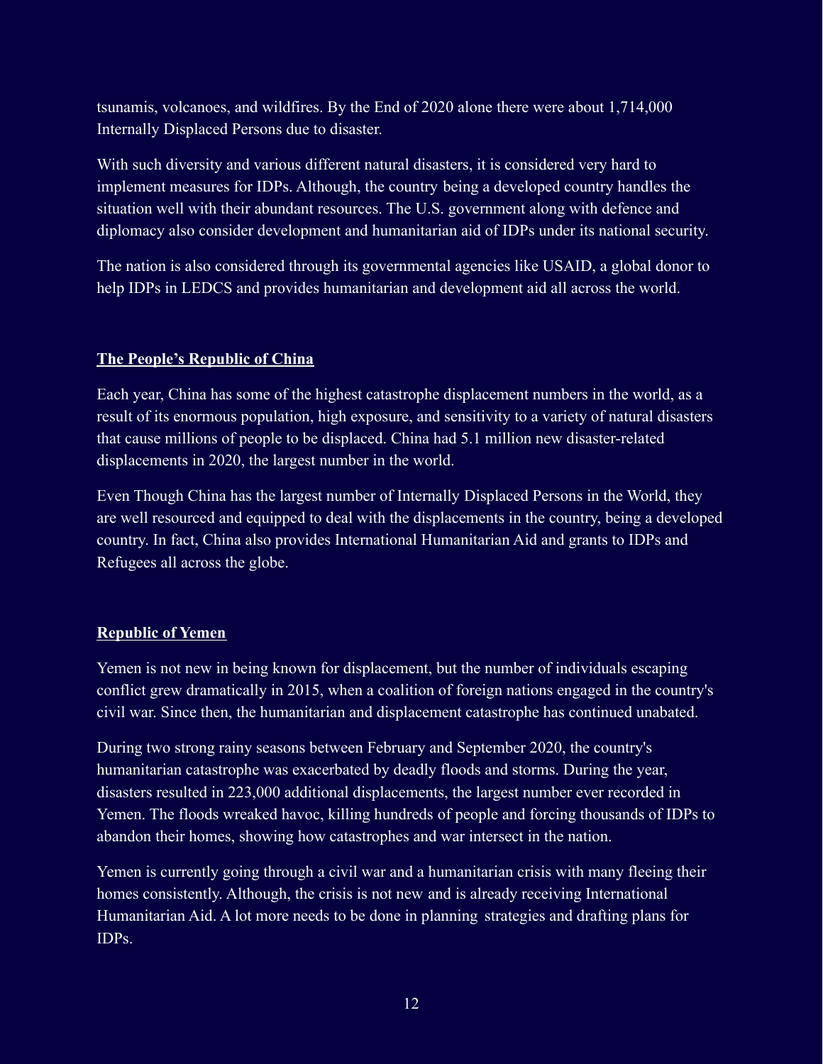tsunamis, volcanoes, and wildfires. By the End of 2020 alone there were about 1,714,000 Internally Displaced Persons due to disaster.

With such diversity and various different natural disasters, it is considered very hard to implement measures for IDPs. Although, the country being a developed country handles the situation well with their abundant resources. The U.S. government along with defence and diplomacy also consider development and humanitarian aid of IDPs under its national security.

The nation is also considered through its governmental agencies like USAID, a global donor to help IDPs in LEDCS and provides humanitarian and development aid all across the world.

**The People's Republic of China**

Each year, China has some of the highest catastrophe displacement numbers in the world, as a result of its enormous population, high exposure, and sensitivity to a variety of natural disasters that cause millions of people to be displaced. China had 5.1 million new disaster-related displacements in 2020, the largest number in the world.

Even Though China has the largest number of Internally Displaced Persons in the World, they are well resourced and equipped to deal with the displacements in the country, being a developed country. In fact, China also provides International Humanitarian Aid and grants to IDPs and Refugees all across the globe.

**Republic of Yemen**

Yemen is not new in being known for displacement, but the number of individuals escaping conflict grew dramatically in 2015, when a coalition of foreign nations engaged in the country's civil war. Since then, the humanitarian and displacement catastrophe has continued unabated.

During two strong rainy seasons between February and September 2020, the country's humanitarian catastrophe was exacerbated by deadly floods and storms. During the year, disasters resulted in 223,000 additional displacements, the largest number ever recorded in Yemen. The floods wreaked havoc, killing hundreds of people and forcing thousands of IDPs to abandon their homes, showing how catastrophes and war intersect in the nation.

Yemen is currently going through a civil war and a humanitarian crisis with many fleeing their homes consistently. Although, the crisis is not new and is already receiving International Humanitarian Aid. A lot more needs to be done in planning strategies and drafting plans for IDPs.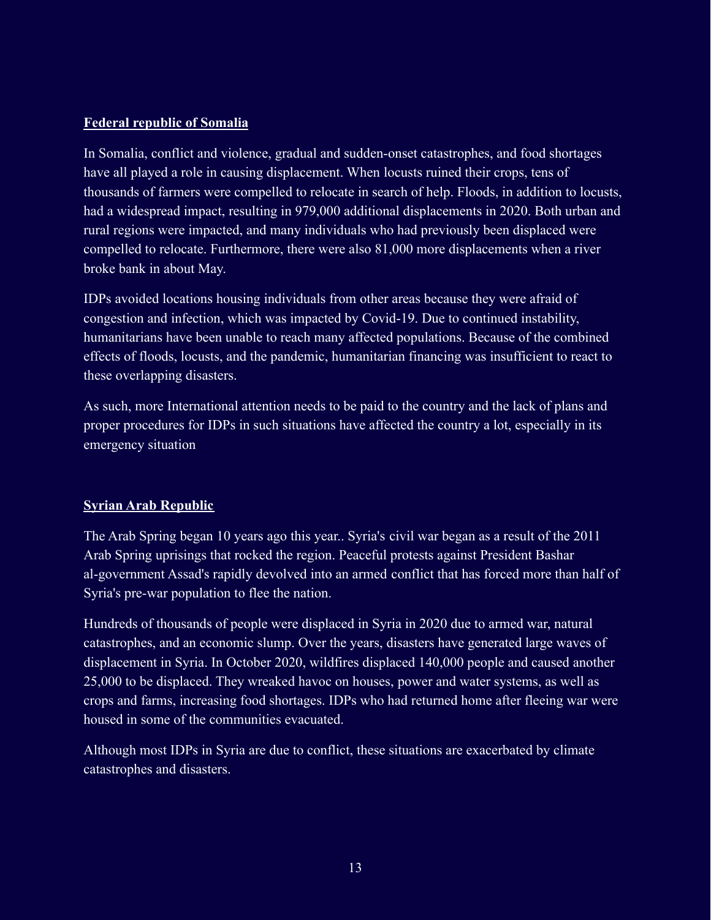**Federal republic of Somalia**

In Somalia, conflict and violence, gradual and sudden-onset catastrophes, and food shortages have all played a role in causing displacement. When locusts ruined their crops, tens of thousands of farmers were compelled to relocate in search of help. Floods, in addition to locusts, had a widespread impact, resulting in 979,000 additional displacements in 2020. Both urban and rural regions were impacted, and many individuals who had previously been displaced were compelled to relocate. Furthermore, there were also 81,000 more displacements when a river broke bank in about May.

IDPs avoided locations housing individuals from other areas because they were afraid of congestion and infection, which was impacted by Covid-19. Due to continued instability, humanitarians have been unable to reach many affected populations. Because of the combined effects of floods, locusts, and the pandemic, humanitarian financing was insufficient to react to these overlapping disasters.

As such, more International attention needs to be paid to the country and the lack of plans and proper procedures for IDPs in such situations have affected the country a lot, especially in its emergency situation

**Syrian Arab Republic**

The Arab Spring began 10 years ago this year.. Syria's civil war began as a result of the 2011 Arab Spring uprisings that rocked the region. Peaceful protests against President Bashar al-government Assad's rapidly devolved into an armed conflict that has forced more than half of Syria's pre-war population to flee the nation.

Hundreds of thousands of people were displaced in Syria in 2020 due to armed war, natural catastrophes, and an economic slump. Over the years, disasters have generated large waves of displacement in Syria. In October 2020, wildfires displaced 140,000 people and caused another 25,000 to be displaced. They wreaked havoc on houses, power and water systems, as well as crops and farms, increasing food shortages. IDPs who had returned home after fleeing war were housed in some of the communities evacuated.

Although most IDPs in Syria are due to conflict, these situations are exacerbated by climate catastrophes and disasters.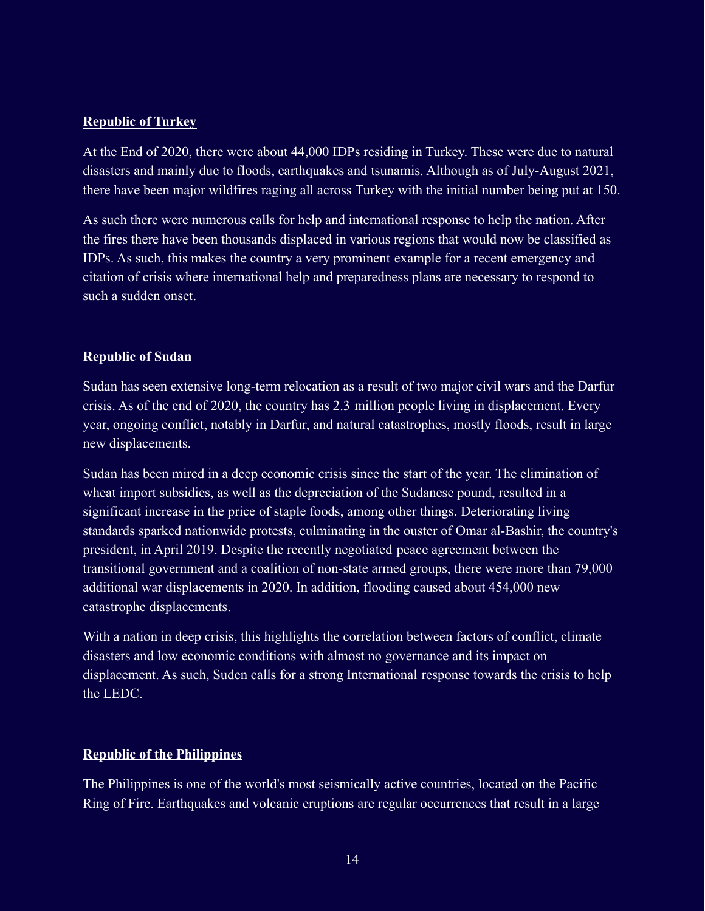**Republic of Turkey**

At the End of 2020, there were about 44,000 IDPs residing in Turkey. These were due to natural disasters and mainly due to floods, earthquakes and tsunamis. Although as of July-August 2021, there have been major wildfires raging all across Turkey with the initial number being put at 150.

As such there were numerous calls for help and international response to help the nation. After the fires there have been thousands displaced in various regions that would now be classified as IDPs. As such, this makes the country a very prominent example for a recent emergency and citation of crisis where international help and preparedness plans are necessary to respond to such a sudden onset.

**Republic of Sudan**

Sudan has seen extensive long-term relocation as a result of two major civil wars and the Darfur crisis. As of the end of 2020, the country has 2.3 million people living in displacement. Every year, ongoing conflict, notably in Darfur, and natural catastrophes, mostly floods, result in large new displacements.

Sudan has been mired in a deep economic crisis since the start of the year. The elimination of wheat import subsidies, as well as the depreciation of the Sudanese pound, resulted in a significant increase in the price of staple foods, among other things. Deteriorating living standards sparked nationwide protests, culminating in the ouster of Omar al-Bashir, the country's president, in April 2019. Despite the recently negotiated peace agreement between the transitional government and a coalition of non-state armed groups, there were more than 79,000 additional war displacements in 2020. In addition, flooding caused about 454,000 new catastrophe displacements.

With a nation in deep crisis, this highlights the correlation between factors of conflict, climate disasters and low economic conditions with almost no governance and its impact on displacement. As such, Suden calls for a strong International response towards the crisis to help the LEDC.

**Republic of the Philippines**

The Philippines is one of the world's most seismically active countries, located on the Pacific Ring of Fire. Earthquakes and volcanic eruptions are regular occurrences that result in a large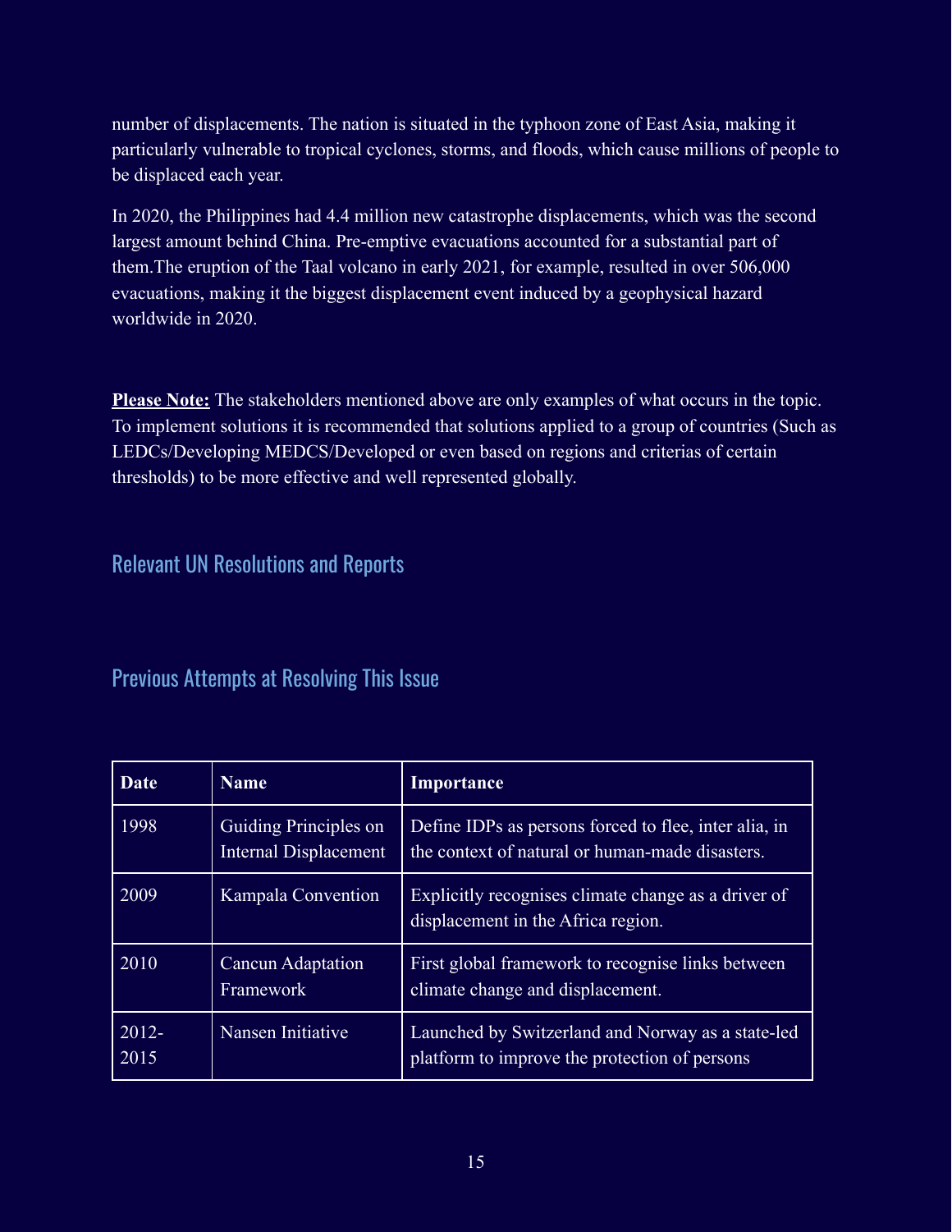number of displacements. The nation is situated in the typhoon zone of East Asia, making it particularly vulnerable to tropical cyclones, storms, and floods, which cause millions of people to be displaced each year.

In 2020, the Philippines had 4.4 million new catastrophe displacements, which was the second largest amount behind China. Pre-emptive evacuations accounted for a substantial part of them.The eruption of the Taal volcano in early 2021, for example, resulted in over 506,000 evacuations, making it the biggest displacement event induced by a geophysical hazard worldwide in 2020.

**Please Note:** The stakeholders mentioned above are only examples of what occurs in the topic. To implement solutions it is recommended that solutions applied to a group of countries (Such as LEDCs/Developing MEDCS/Developed or even based on regions and criterias of certain thresholds) to be more effective and well represented globally.

## Relevant UN Resolutions and Reports

## Previous Attempts at Resolving This Issue

| Date | Name | Importance |
|---|---|---|
| 1998 | Guiding Principles on Internal Displacement | Define IDPs as persons forced to flee, inter alia, in the context of natural or human-made disasters. |
| 2009 | Kampala Convention | Explicitly recognises climate change as a driver of displacement in the Africa region. |
| 2010 | Cancun Adaptation Framework | First global framework to recognise links between climate change and displacement. |
| 2012-2015 | Nansen Initiative | Launched by Switzerland and Norway as a state-led platform to improve the protection of persons |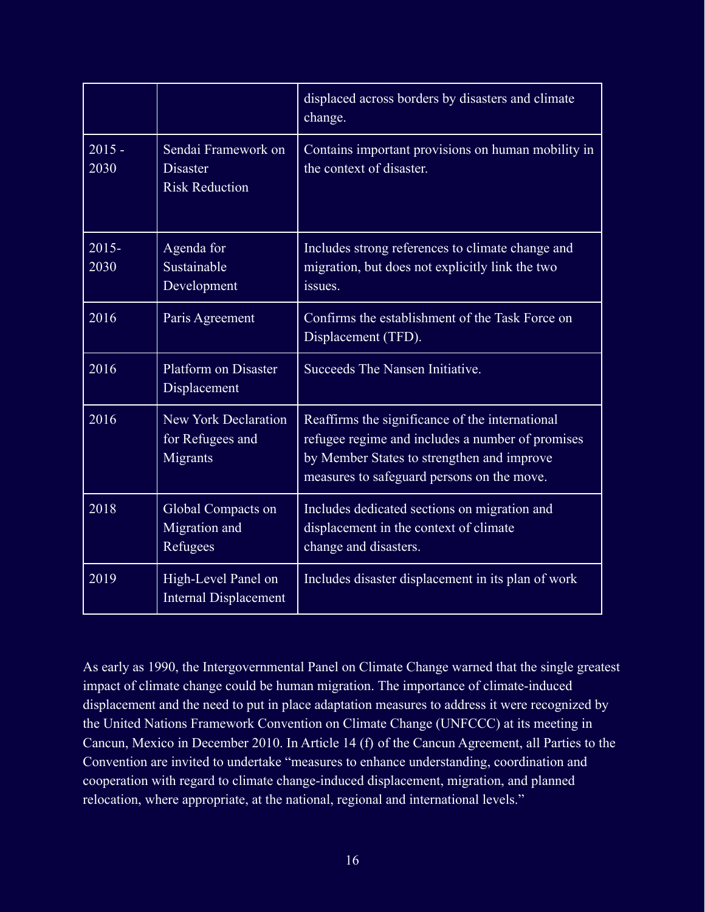| | | |
|---|---|---|
| | | displaced across borders by disasters and climate change. |
| 2015 - 2030 | Sendai Framework on Disaster Risk Reduction | Contains important provisions on human mobility in the context of disaster. |
| 2015-2030 | Agenda for Sustainable Development | Includes strong references to climate change and migration, but does not explicitly link the two issues. |
| 2016 | Paris Agreement | Confirms the establishment of the Task Force on Displacement (TFD). |
| 2016 | Platform on Disaster Displacement | Succeeds The Nansen Initiative. |
| 2016 | New York Declaration for Refugees and Migrants | Reaffirms the significance of the international refugee regime and includes a number of promises by Member States to strengthen and improve measures to safeguard persons on the move. |
| 2018 | Global Compacts on Migration and Refugees | Includes dedicated sections on migration and displacement in the context of climate change and disasters. |
| 2019 | High-Level Panel on Internal Displacement | Includes disaster displacement in its plan of work |

As early as 1990, the Intergovernmental Panel on Climate Change warned that the single greatest impact of climate change could be human migration. The importance of climate-induced displacement and the need to put in place adaptation measures to address it were recognized by the United Nations Framework Convention on Climate Change (UNFCCC) at its meeting in Cancun, Mexico in December 2010. In Article 14 (f) of the Cancun Agreement, all Parties to the Convention are invited to undertake "measures to enhance understanding, coordination and cooperation with regard to climate change-induced displacement, migration, and planned relocation, where appropriate, at the national, regional and international levels."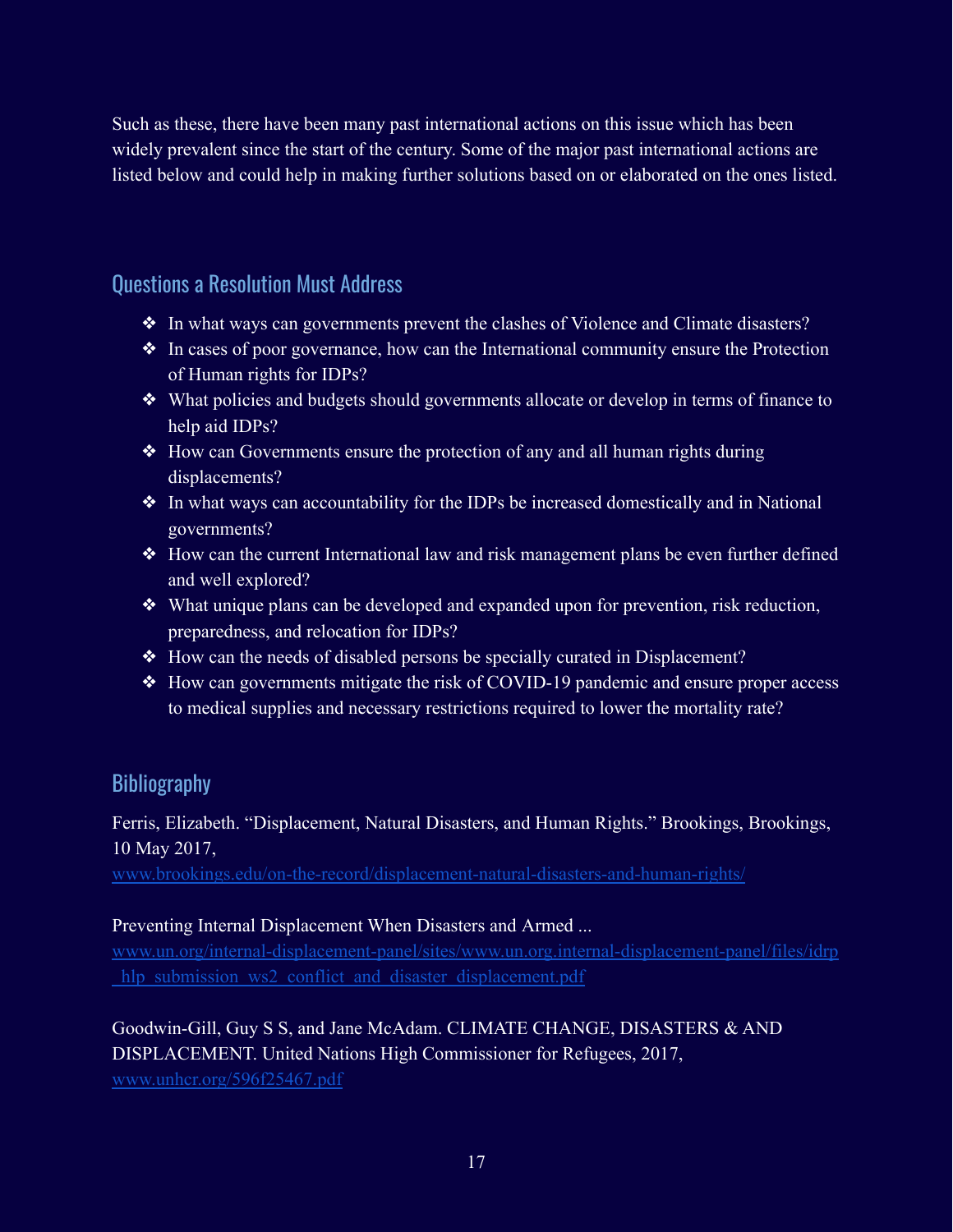Such as these, there have been many past international actions on this issue which has been widely prevalent since the start of the century. Some of the major past international actions are listed below and could help in making further solutions based on or elaborated on the ones listed.

## Questions a Resolution Must Address

- In what ways can governments prevent the clashes of Violence and Climate disasters?
- In cases of poor governance, how can the International community ensure the Protection of Human rights for IDPs?
- What policies and budgets should governments allocate or develop in terms of finance to help aid IDPs?
- How can Governments ensure the protection of any and all human rights during displacements?
- In what ways can accountability for the IDPs be increased domestically and in National governments?
- How can the current International law and risk management plans be even further defined and well explored?
- What unique plans can be developed and expanded upon for prevention, risk reduction, preparedness, and relocation for IDPs?
- How can the needs of disabled persons be specially curated in Displacement?
- How can governments mitigate the risk of COVID-19 pandemic and ensure proper access to medical supplies and necessary restrictions required to lower the mortality rate?

## Bibliography

Ferris, Elizabeth. "Displacement, Natural Disasters, and Human Rights." Brookings, Brookings, 10 May 2017, [www.brookings.edu/on-the-record/displacement-natural-disasters-and-human-rights/](www.brookings.edu/on-the-record/displacement-natural-disasters-and-human-rights/)

Preventing Internal Displacement When Disasters and Armed ... [www.un.org/internal-displacement-panel/sites/www.un.org.internal-displacement-panel/files/idrp_hlp_submission_ws2_conflict_and_disaster_displacement.pdf](www.un.org/internal-displacement-panel/sites/www.un.org.internal-displacement-panel/files/idrp_hlp_submission_ws2_conflict_and_disaster_displacement.pdf)

Goodwin-Gill, Guy S S, and Jane McAdam. CLIMATE CHANGE, DISASTERS & AND DISPLACEMENT. United Nations High Commissioner for Refugees, 2017, [www.unhcr.org/596f25467.pdf](www.unhcr.org/596f25467.pdf)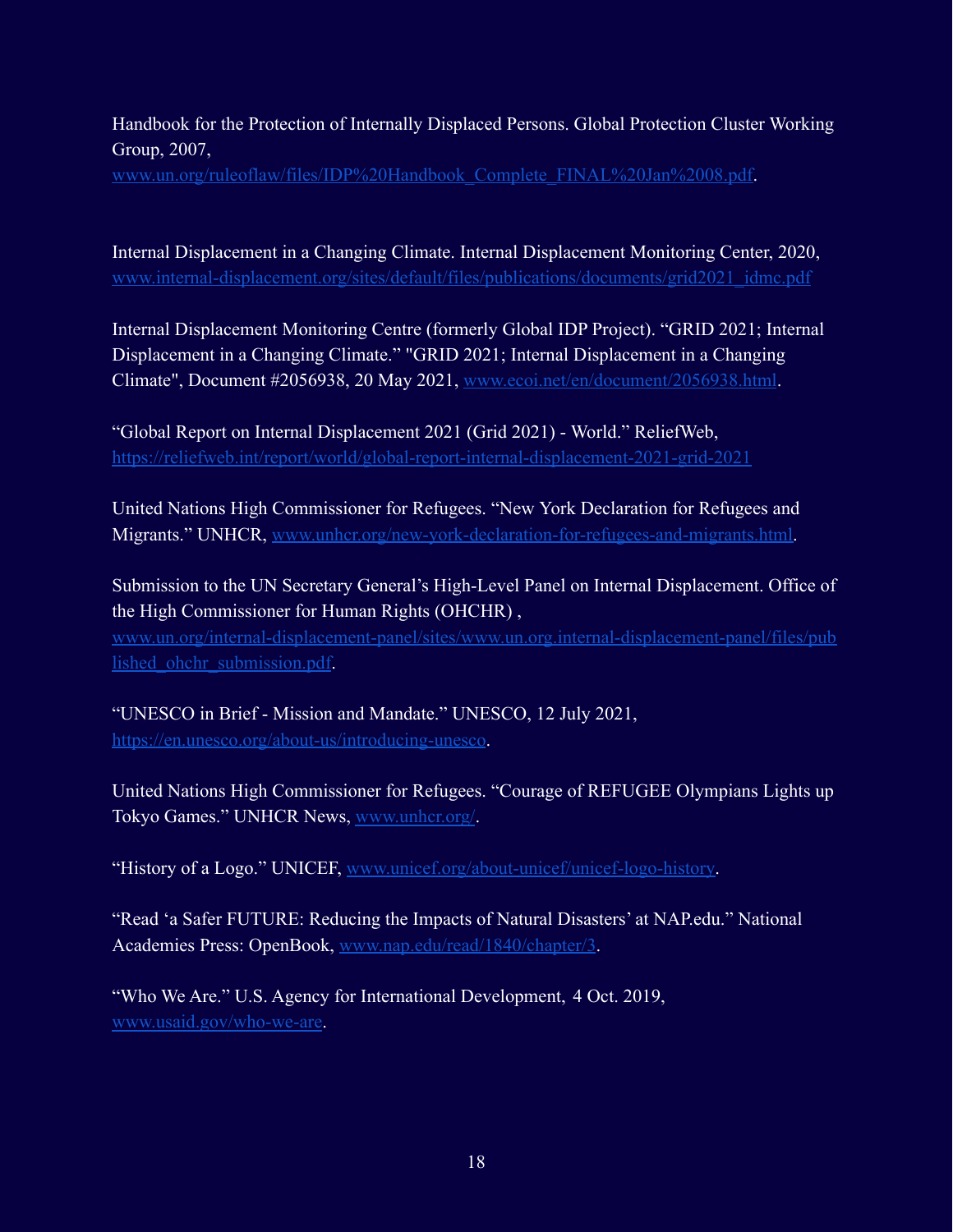Handbook for the Protection of Internally Displaced Persons. Global Protection Cluster Working Group, 2007, www.un.org/ruleoflaw/files/IDP%20Handbook_Complete_FINAL%20Jan%2008.pdf.

Internal Displacement in a Changing Climate. Internal Displacement Monitoring Center, 2020, www.internal-displacement.org/sites/default/files/publications/documents/grid2021_idmc.pdf

Internal Displacement Monitoring Centre (formerly Global IDP Project). "GRID 2021; Internal Displacement in a Changing Climate." "GRID 2021; Internal Displacement in a Changing Climate", Document #2056938, 20 May 2021, www.ecoi.net/en/document/2056938.html.

"Global Report on Internal Displacement 2021 (Grid 2021) - World." ReliefWeb, https://reliefweb.int/report/world/global-report-internal-displacement-2021-grid-2021

United Nations High Commissioner for Refugees. "New York Declaration for Refugees and Migrants." UNHCR, www.unhcr.org/new-york-declaration-for-refugees-and-migrants.html.

Submission to the UN Secretary General's High-Level Panel on Internal Displacement. Office of the High Commissioner for Human Rights (OHCHR) , www.un.org/internal-displacement-panel/sites/www.un.org.internal-displacement-panel/files/published_ohchr_submission.pdf.

"UNESCO in Brief - Mission and Mandate." UNESCO, 12 July 2021, https://en.unesco.org/about-us/introducing-unesco.

United Nations High Commissioner for Refugees. "Courage of REFUGEE Olympians Lights up Tokyo Games." UNHCR News, www.unhcr.org/.

"History of a Logo." UNICEF, www.unicef.org/about-unicef/unicef-logo-history.

"Read 'a Safer FUTURE: Reducing the Impacts of Natural Disasters' at NAP.edu." National Academies Press: OpenBook, www.nap.edu/read/1840/chapter/3.

"Who We Are." U.S. Agency for International Development, 4 Oct. 2019, www.usaid.gov/who-we-are.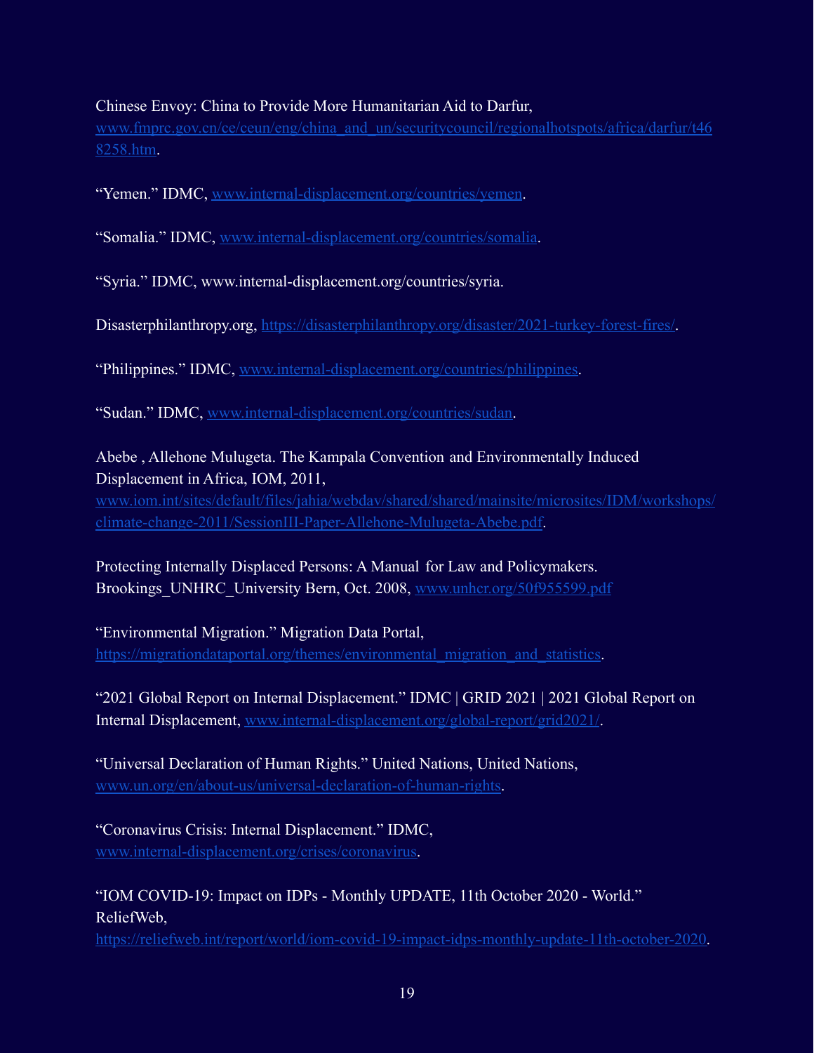Chinese Envoy: China to Provide More Humanitarian Aid to Darfur, www.fmprc.gov.cn/ce/ceun/eng/china_and_un/securitycouncil/regionalhotspots/africa/darfur/t468258.htm.

"Yemen." IDMC, www.internal-displacement.org/countries/yemen.

"Somalia." IDMC, www.internal-displacement.org/countries/somalia.

"Syria." IDMC, www.internal-displacement.org/countries/syria.

Disasterphilanthropy.org, https://disasterphilanthropy.org/disaster/2021-turkey-forest-fires/.

"Philippines." IDMC, www.internal-displacement.org/countries/philippines.

"Sudan." IDMC, www.internal-displacement.org/countries/sudan.

Abebe , Allehone Mulugeta. The Kampala Convention and Environmentally Induced Displacement in Africa, IOM, 2011, www.iom.int/sites/default/files/jahia/webdav/shared/shared/mainsite/microsites/IDM/workshops/climate-change-2011/SessionIII-Paper-Allehone-Mulugeta-Abebe.pdf.

Protecting Internally Displaced Persons: A Manual for Law and Policymakers. Brookings_UNHRC_University Bern, Oct. 2008, www.unhcr.org/50f955599.pdf

"Environmental Migration." Migration Data Portal, https://migrationdataportal.org/themes/environmental_migration_and_statistics.

"2021 Global Report on Internal Displacement." IDMC | GRID 2021 | 2021 Global Report on Internal Displacement, www.internal-displacement.org/global-report/grid2021/.

"Universal Declaration of Human Rights." United Nations, United Nations, www.un.org/en/about-us/universal-declaration-of-human-rights.

"Coronavirus Crisis: Internal Displacement." IDMC, www.internal-displacement.org/crises/coronavirus.

"IOM COVID-19: Impact on IDPs - Monthly UPDATE, 11th October 2020 - World." ReliefWeb, https://reliefweb.int/report/world/iom-covid-19-impact-idps-monthly-update-11th-october-2020.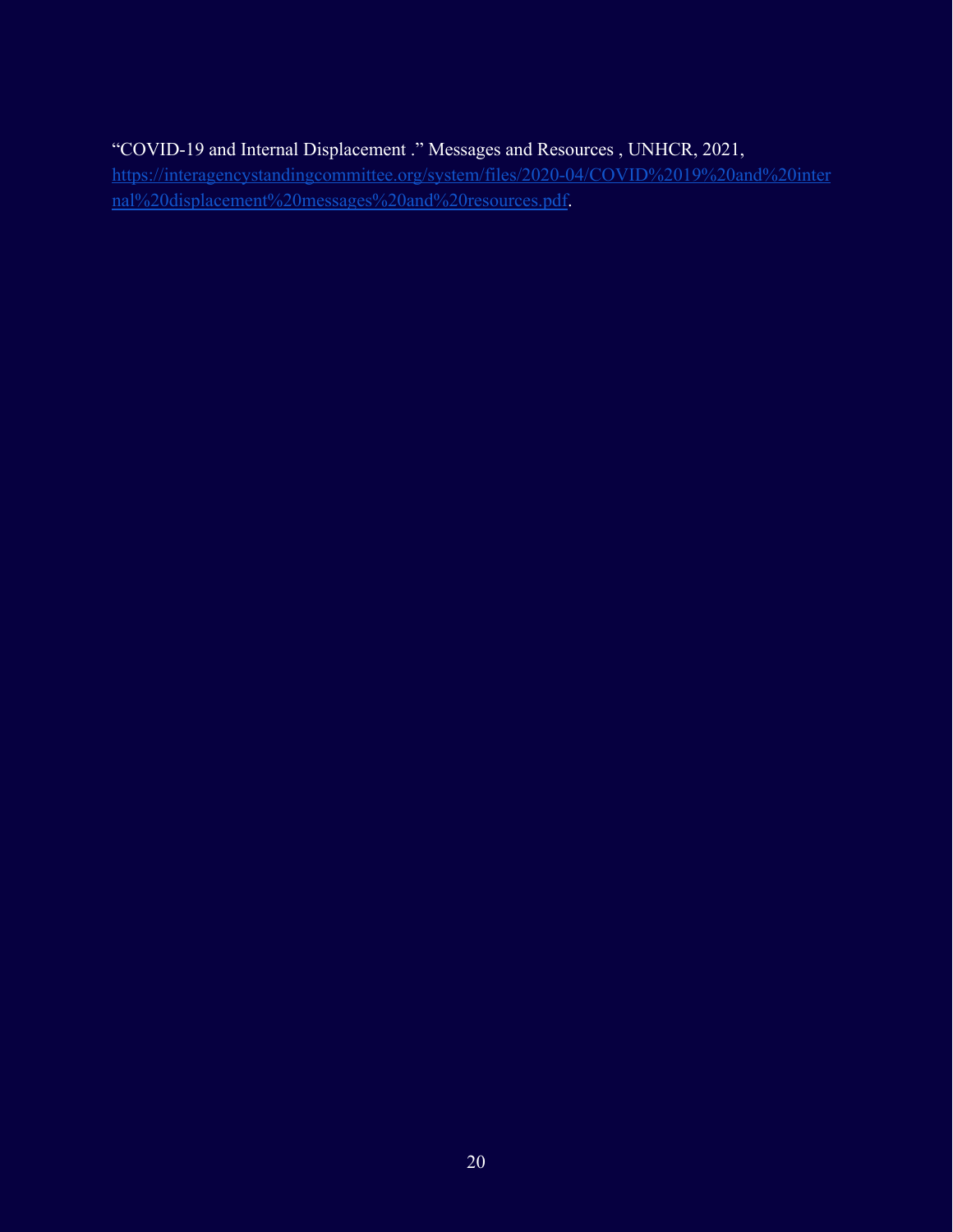"COVID-19 and Internal Displacement ." Messages and Resources , UNHCR, 2021, https://interagencystandingcommittee.org/system/files/2020-04/COVID%2019%20and%20internal%20displacement%20messages%20and%20resources.pdf.